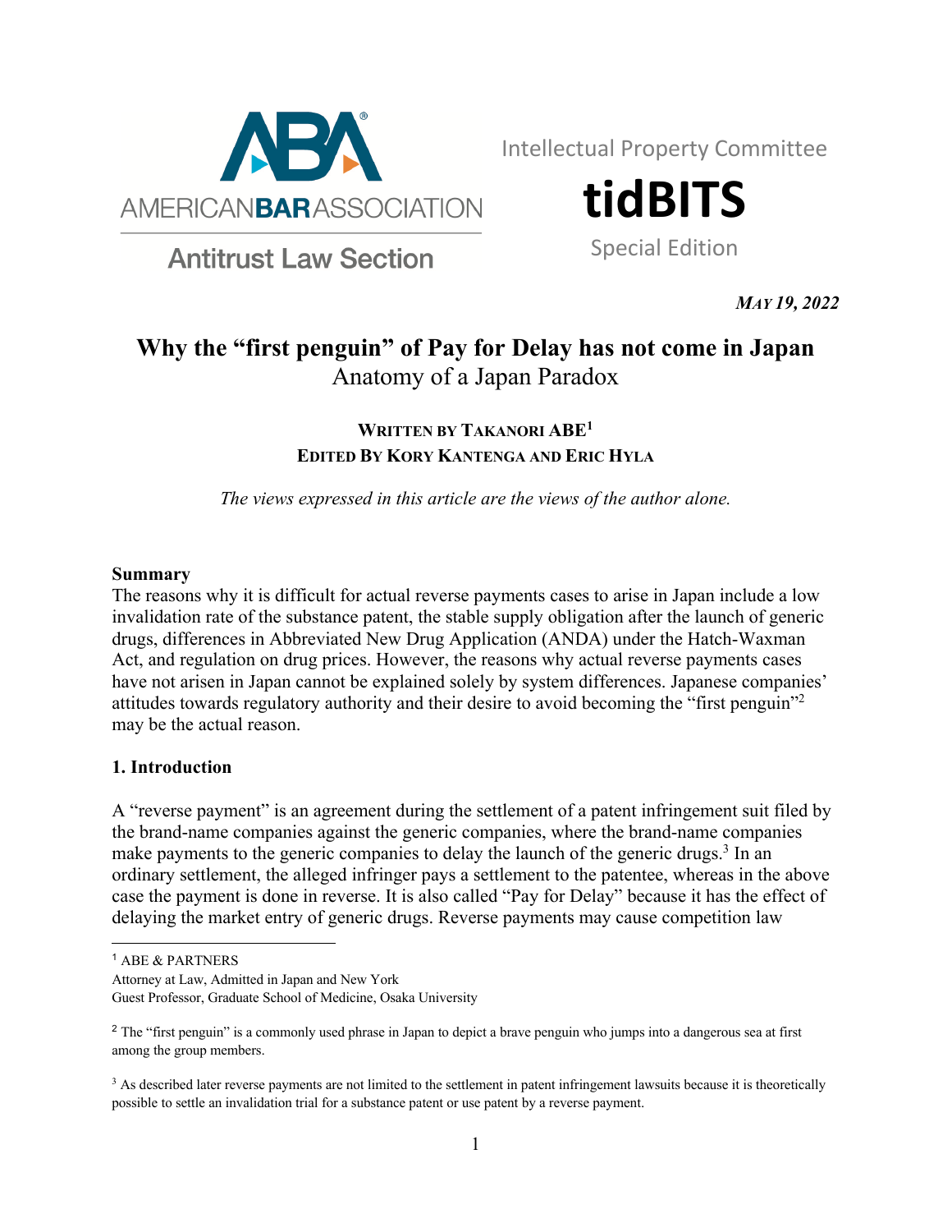AMERICAN BAR ASSOCIATION

Antitrust Law Section

Intellectual Property Committee

**tidBITS**

Special Edition

*MAY 19, 2022*

# Why the "first penguin" of Pay for Delay has not come in Japan

## Anatomy of a Japan Paradox

**WRITTEN BY TAKANORI ABE**[1]
**EDITED BY KORY KANTENGA AND ERIC HYLA**

*The views expressed in this article are the views of the author alone.*

**Summary**

The reasons why it is difficult for actual reverse payments cases to arise in Japan include a low invalidation rate of the substance patent, the stable supply obligation after the launch of generic drugs, differences in Abbreviated New Drug Application (ANDA) under the Hatch-Waxman Act, and regulation on drug prices. However, the reasons why actual reverse payments cases have not arisen in Japan cannot be explained solely by system differences. Japanese companies' attitudes towards regulatory authority and their desire to avoid becoming the "first penguin"[2] may be the actual reason.

**1. Introduction**

A "reverse payment" is an agreement during the settlement of a patent infringement suit filed by the brand-name companies against the generic companies, where the brand-name companies make payments to the generic companies to delay the launch of the generic drugs.[3] In an ordinary settlement, the alleged infringer pays a settlement to the patentee, whereas in the above case the payment is done in reverse. It is also called "Pay for Delay" because it has the effect of delaying the market entry of generic drugs. Reverse payments may cause competition law

---

[1] ABE & PARTNERS
Attorney at Law, Admitted in Japan and New York
Guest Professor, Graduate School of Medicine, Osaka University

[2] The "first penguin" is a commonly used phrase in Japan to depict a brave penguin who jumps into a dangerous sea at first among the group members.

[3] As described later reverse payments are not limited to the settlement in patent infringement lawsuits because it is theoretically possible to settle an invalidation trial for a substance patent or use patent by a reverse payment.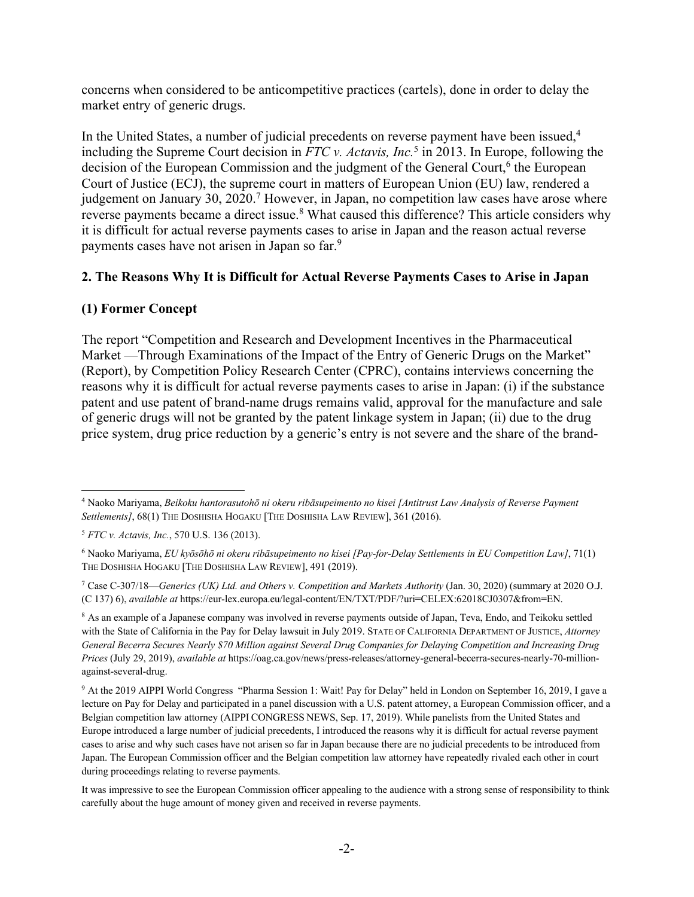concerns when considered to be anticompetitive practices (cartels), done in order to delay the market entry of generic drugs.

In the United States, a number of judicial precedents on reverse payment have been issued,[4] including the Supreme Court decision in *FTC v. Actavis, Inc.*[5] in 2013. In Europe, following the decision of the European Commission and the judgment of the General Court,[6] the European Court of Justice (ECJ), the supreme court in matters of European Union (EU) law, rendered a judgement on January 30, 2020.[7] However, in Japan, no competition law cases have arose where reverse payments became a direct issue.[8] What caused this difference? This article considers why it is difficult for actual reverse payments cases to arise in Japan and the reason actual reverse payments cases have not arisen in Japan so far.[9]

## 2. The Reasons Why It is Difficult for Actual Reverse Payments Cases to Arise in Japan

### (1) Former Concept

The report "Competition and Research and Development Incentives in the Pharmaceutical Market —Through Examinations of the Impact of the Entry of Generic Drugs on the Market" (Report), by Competition Policy Research Center (CPRC), contains interviews concerning the reasons why it is difficult for actual reverse payments cases to arise in Japan: (i) if the substance patent and use patent of brand-name drugs remains valid, approval for the manufacture and sale of generic drugs will not be granted by the patent linkage system in Japan; (ii) due to the drug price system, drug price reduction by a generic's entry is not severe and the share of the brand-

---

[4] Naoko Mariyama, *Beikoku hantorasutohō ni okeru ribāsupeimento no kisei [Antitrust Law Analysis of Reverse Payment Settlements]*, 68(1) THE DOSHISHA HOGAKU [THE DOSHISHA LAW REVIEW], 361 (2016).

[5] *FTC v. Actavis, Inc.*, 570 U.S. 136 (2013).

[6] Naoko Mariyama, *EU kyōsōhō ni okeru ribāsupeimento no kisei [Pay-for-Delay Settlements in EU Competition Law]*, 71(1) THE DOSHISHA HOGAKU [THE DOSHISHA LAW REVIEW], 491 (2019).

[7] Case C-307/18—*Generics (UK) Ltd. and Others v. Competition and Markets Authority* (Jan. 30, 2020) (summary at 2020 O.J. (C 137) 6), *available at* https://eur-lex.europa.eu/legal-content/EN/TXT/PDF/?uri=CELEX:62018CJ0307&from=EN.

[8] As an example of a Japanese company was involved in reverse payments outside of Japan, Teva, Endo, and Teikoku settled with the State of California in the Pay for Delay lawsuit in July 2019. STATE OF CALIFORNIA DEPARTMENT OF JUSTICE, *Attorney General Becerra Secures Nearly $70 Million against Several Drug Companies for Delaying Competition and Increasing Drug Prices* (July 29, 2019), *available at* https://oag.ca.gov/news/press-releases/attorney-general-becerra-secures-nearly-70-million-against-several-drug.

[9] At the 2019 AIPPI World Congress "Pharma Session 1: Wait! Pay for Delay" held in London on September 16, 2019, I gave a lecture on Pay for Delay and participated in a panel discussion with a U.S. patent attorney, a European Commission officer, and a Belgian competition law attorney (AIPPI CONGRESS NEWS, Sep. 17, 2019). While panelists from the United States and Europe introduced a large number of judicial precedents, I introduced the reasons why it is difficult for actual reverse payment cases to arise and why such cases have not arisen so far in Japan because there are no judicial precedents to be introduced from Japan. The European Commission officer and the Belgian competition law attorney have repeatedly rivaled each other in court during proceedings relating to reverse payments.

It was impressive to see the European Commission officer appealing to the audience with a strong sense of responsibility to think carefully about the huge amount of money given and received in reverse payments.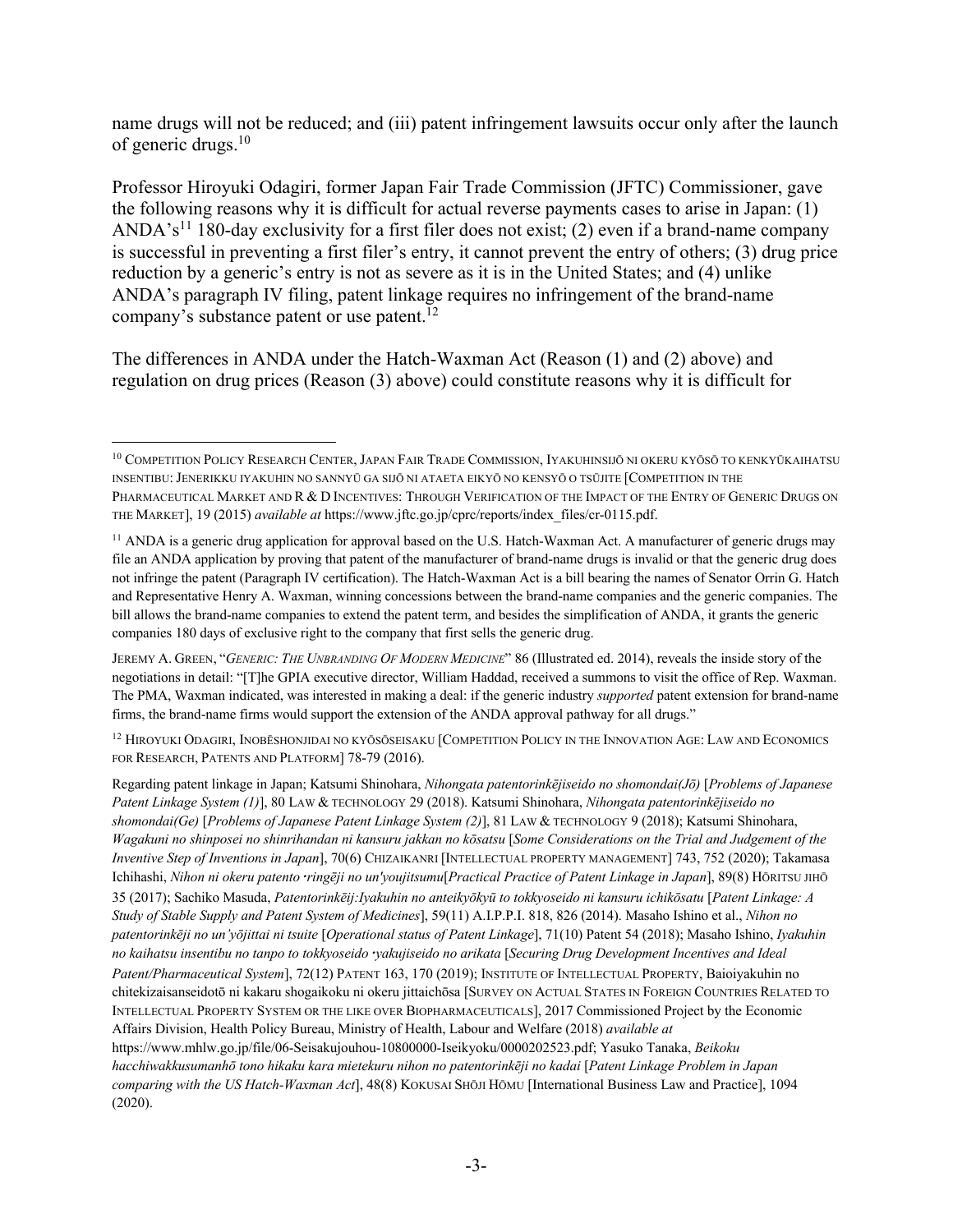name drugs will not be reduced; and (iii) patent infringement lawsuits occur only after the launch of generic drugs.[10]

Professor Hiroyuki Odagiri, former Japan Fair Trade Commission (JFTC) Commissioner, gave the following reasons why it is difficult for actual reverse payments cases to arise in Japan: (1) ANDA's[11] 180-day exclusivity for a first filer does not exist; (2) even if a brand-name company is successful in preventing a first filer's entry, it cannot prevent the entry of others; (3) drug price reduction by a generic's entry is not as severe as it is in the United States; and (4) unlike ANDA's paragraph IV filing, patent linkage requires no infringement of the brand-name company's substance patent or use patent.[12]

The differences in ANDA under the Hatch-Waxman Act (Reason (1) and (2) above) and regulation on drug prices (Reason (3) above) could constitute reasons why it is difficult for

---

[10] COMPETITION POLICY RESEARCH CENTER, JAPAN FAIR TRADE COMMISSION, IYAKUHINSIJŌ NI OKERU KYŌSŌ TO KENKYŪKAIHATSU INSENTIBU: JENERIKKU IYAKUHIN NO SANNYŪ GA SIJŌ NI ATAETA EIKYŌ NO KENSYŌ O TSŪJITE [COMPETITION IN THE PHARMACEUTICAL MARKET AND R & D INCENTIVES: THROUGH VERIFICATION OF THE IMPACT OF THE ENTRY OF GENERIC DRUGS ON THE MARKET], 19 (2015) *available at* https://www.jftc.go.jp/cprc/reports/index_files/cr-0115.pdf.

[11] ANDA is a generic drug application for approval based on the U.S. Hatch-Waxman Act. A manufacturer of generic drugs may file an ANDA application by proving that patent of the manufacturer of brand-name drugs is invalid or that the generic drug does not infringe the patent (Paragraph IV certification). The Hatch-Waxman Act is a bill bearing the names of Senator Orrin G. Hatch and Representative Henry A. Waxman, winning concessions between the brand-name companies and the generic companies. The bill allows the brand-name companies to extend the patent term, and besides the simplification of ANDA, it grants the generic companies 180 days of exclusive right to the company that first sells the generic drug.

JEREMY A. GREEN, "*GENERIC: THE UNBRANDING OF MODERN MEDICINE*" 86 (Illustrated ed. 2014), reveals the inside story of the negotiations in detail: "[T]he GPIA executive director, William Haddad, received a summons to visit the office of Rep. Waxman. The PMA, Waxman indicated, was interested in making a deal: if the generic industry *supported* patent extension for brand-name firms, the brand-name firms would support the extension of the ANDA approval pathway for all drugs."

[12] HIROYUKI ODAGIRI, INOBĒSHONJIDAI NO KYŌSŌSEISAKU [COMPETITION POLICY IN THE INNOVATION AGE: LAW AND ECONOMICS FOR RESEARCH, PATENTS AND PLATFORM] 78-79 (2016).

Regarding patent linkage in Japan; Katsumi Shinohara, *Nihongata patentorinkējiseido no shomondai(Jō)* [*Problems of Japanese Patent Linkage System (1)*], 80 LAW & TECHNOLOGY 29 (2018). Katsumi Shinohara, *Nihongata patentorinkējiseido no shomondai(Ge)* [*Problems of Japanese Patent Linkage System (2)*], 81 LAW & TECHNOLOGY 9 (2018); Katsumi Shinohara, *Wagakuni no shinposei no shinrihandan ni kansuru jakkan no kōsatsu* [*Some Considerations on the Trial and Judgement of the Inventive Step of Inventions in Japan*], 70(6) CHIZAIKANRI [INTELLECTUAL PROPERTY MANAGEMENT] 743, 752 (2020); Takamasa Ichihashi, *Nihon ni okeru patento･ringēji no un'youjitsumu*[*Practical Practice of Patent Linkage in Japan*], 89(8) HŌRITSU JIHŌ 35 (2017); Sachiko Masuda, *Patentorinkēij:Iyakuhin no anteikyōkyū to tokkyoseido ni kansuru ichikōsatu* [*Patent Linkage: A Study of Stable Supply and Patent System of Medicines*], 59(11) A.I.P.P.I. 818, 826 (2014). Masaho Ishino et al., *Nihon no patentorinkēji no un'yōjittai ni tsuite* [*Operational status of Patent Linkage*], 71(10) Patent 54 (2018); Masaho Ishino, *Iyakuhin no kaihatsu insentibu no tanpo to tokkyoseido･yakujiseido no arikata* [*Securing Drug Development Incentives and Ideal Patent/Pharmaceutical System*], 72(12) PATENT 163, 170 (2019); INSTITUTE OF INTELLECTUAL PROPERTY, Baioiyakuhin no chitekizaisanseidotō ni kakaru shogaikoku ni okeru jittaichōsa [SURVEY ON ACTUAL STATES IN FOREIGN COUNTRIES RELATED TO INTELLECTUAL PROPERTY SYSTEM OR THE LIKE OVER BIOPHARMACEUTICALS], 2017 Commissioned Project by the Economic Affairs Division, Health Policy Bureau, Ministry of Health, Labour and Welfare (2018) *available at* https://www.mhlw.go.jp/file/06-Seisakujouhou-10800000-Iseikyoku/0000202523.pdf; Yasuko Tanaka, *Beikoku hacchiwakkusumanhō tono hikaku kara mietekuru nihon no patentorinkēji no kadai* [*Patent Linkage Problem in Japan comparing with the US Hatch-Waxman Act*], 48(8) KOKUSAI SHŌJI HŌMU [International Business Law and Practice], 1094 (2020).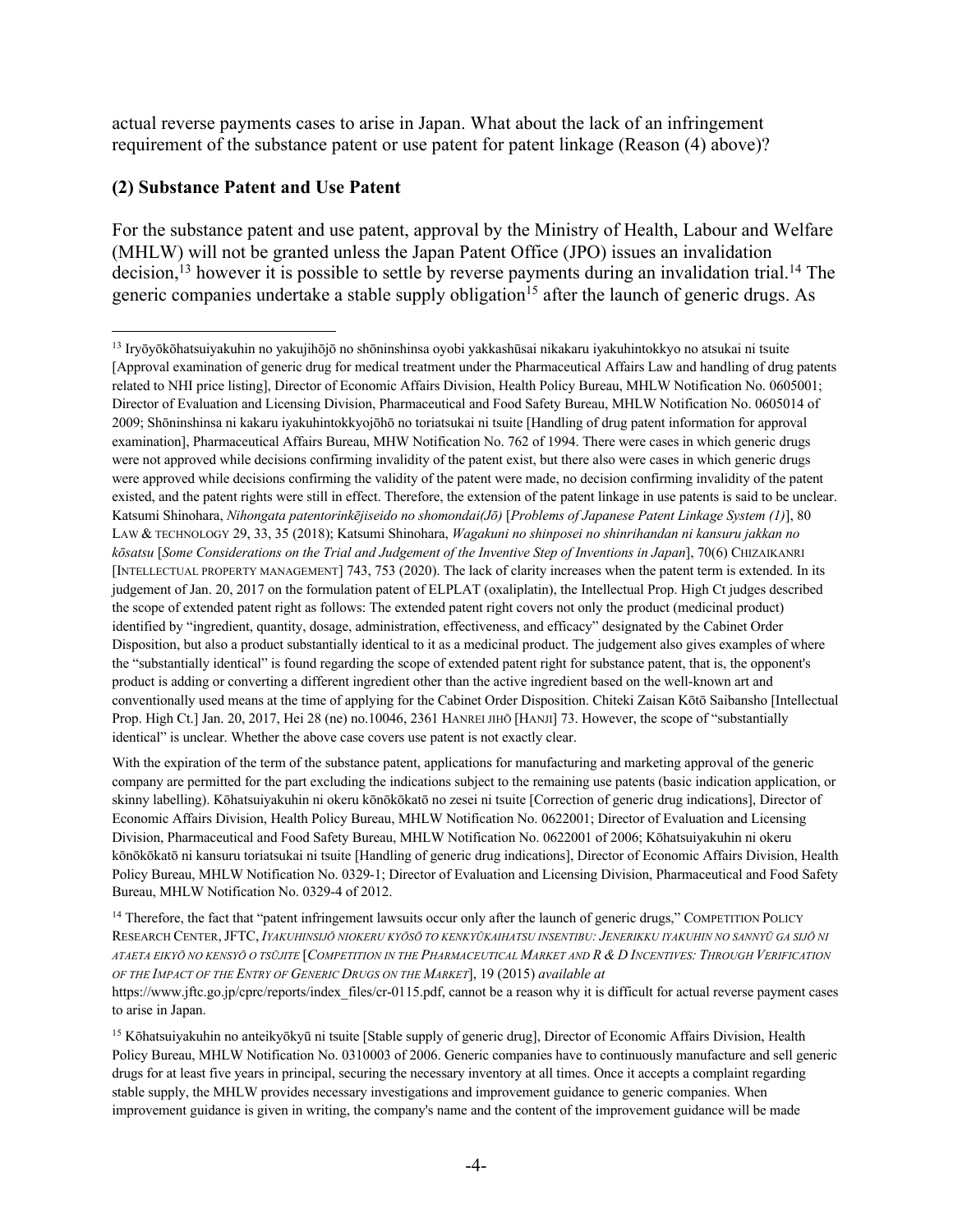actual reverse payments cases to arise in Japan. What about the lack of an infringement requirement of the substance patent or use patent for patent linkage (Reason (4) above)?

### (2) Substance Patent and Use Patent

For the substance patent and use patent, approval by the Ministry of Health, Labour and Welfare (MHLW) will not be granted unless the Japan Patent Office (JPO) issues an invalidation decision,[13] however it is possible to settle by reverse payments during an invalidation trial.[14] The generic companies undertake a stable supply obligation[15] after the launch of generic drugs. As

---

[13] Iryōyōkōhatsuiyakuhin no yakujihōjō no shōninshinsa oyobi yakkashūsai nikakaru iyakuhintokkyo no atsukai ni tsuite [Approval examination of generic drug for medical treatment under the Pharmaceutical Affairs Law and handling of drug patents related to NHI price listing], Director of Economic Affairs Division, Health Policy Bureau, MHLW Notification No. 0605001; Director of Evaluation and Licensing Division, Pharmaceutical and Food Safety Bureau, MHLW Notification No. 0605014 of 2009; Shōninshinsa ni kakaru iyakuhintokkyojōhō no toriatsukai ni tsuite [Handling of drug patent information for approval examination], Pharmaceutical Affairs Bureau, MHW Notification No. 762 of 1994. There were cases in which generic drugs were not approved while decisions confirming invalidity of the patent exist, but there also were cases in which generic drugs were approved while decisions confirming the validity of the patent were made, no decision confirming invalidity of the patent existed, and the patent rights were still in effect. Therefore, the extension of the patent linkage in use patents is said to be unclear. Katsumi Shinohara, *Nihongata patentorinkējiseido no shomondai(Jō)* [*Problems of Japanese Patent Linkage System (1)*], 80 LAW & TECHNOLOGY 29, 33, 35 (2018); Katsumi Shinohara, *Wagakuni no shinposei no shinrihandan ni kansuru jakkan no kōsatsu* [*Some Considerations on the Trial and Judgement of the Inventive Step of Inventions in Japan*], 70(6) CHIZAIKANRI [INTELLECTUAL PROPERTY MANAGEMENT] 743, 753 (2020). The lack of clarity increases when the patent term is extended. In its judgement of Jan. 20, 2017 on the formulation patent of ELPLAT (oxaliplatin), the Intellectual Prop. High Ct judges described the scope of extended patent right as follows: The extended patent right covers not only the product (medicinal product) identified by "ingredient, quantity, dosage, administration, effectiveness, and efficacy" designated by the Cabinet Order Disposition, but also a product substantially identical to it as a medicinal product. The judgement also gives examples of where the "substantially identical" is found regarding the scope of extended patent right for substance patent, that is, the opponent's product is adding or converting a different ingredient other than the active ingredient based on the well-known art and conventionally used means at the time of applying for the Cabinet Order Disposition. Chiteki Zaisan Kōtō Saibansho [Intellectual Prop. High Ct.] Jan. 20, 2017, Hei 28 (ne) no.10046, 2361 HANREI JIHŌ [HANJI] 73. However, the scope of "substantially identical" is unclear. Whether the above case covers use patent is not exactly clear.

With the expiration of the term of the substance patent, applications for manufacturing and marketing approval of the generic company are permitted for the part excluding the indications subject to the remaining use patents (basic indication application, or skinny labelling). Kōhatsuiyakuhin ni okeru kōnōkōkatō no zesei ni tsuite [Correction of generic drug indications], Director of Economic Affairs Division, Health Policy Bureau, MHLW Notification No. 0622001; Director of Evaluation and Licensing Division, Pharmaceutical and Food Safety Bureau, MHLW Notification No. 0622001 of 2006; Kōhatsuiyakuhin ni okeru kōnōkōkatō ni kansuru toriatsukai ni tsuite [Handling of generic drug indications], Director of Economic Affairs Division, Health Policy Bureau, MHLW Notification No. 0329-1; Director of Evaluation and Licensing Division, Pharmaceutical and Food Safety Bureau, MHLW Notification No. 0329-4 of 2012.

[14] Therefore, the fact that "patent infringement lawsuits occur only after the launch of generic drugs," COMPETITION POLICY RESEARCH CENTER, JFTC, *IYAKUHINSIJŌ NIOKERU KYŌSŌ TO KENKYŪKAIHATSU INSENTIBU: JENERIKKU IYAKUHIN NO SANNYŪ GA SIJŌ NI ATAETA EIKYŌ NO KENSYŌ O TSŪJITE* [*COMPETITION IN THE PHARMACEUTICAL MARKET AND R & D INCENTIVES: THROUGH VERIFICATION OF THE IMPACT OF THE ENTRY OF GENERIC DRUGS ON THE MARKET*], 19 (2015) *available at* https://www.jftc.go.jp/cprc/reports/index_files/cr-0115.pdf, cannot be a reason why it is difficult for actual reverse payment cases to arise in Japan.

[15] Kōhatsuiyakuhin no anteikyōkyū ni tsuite [Stable supply of generic drug], Director of Economic Affairs Division, Health Policy Bureau, MHLW Notification No. 0310003 of 2006. Generic companies have to continuously manufacture and sell generic drugs for at least five years in principal, securing the necessary inventory at all times. Once it accepts a complaint regarding stable supply, the MHLW provides necessary investigations and improvement guidance to generic companies. When improvement guidance is given in writing, the company's name and the content of the improvement guidance will be made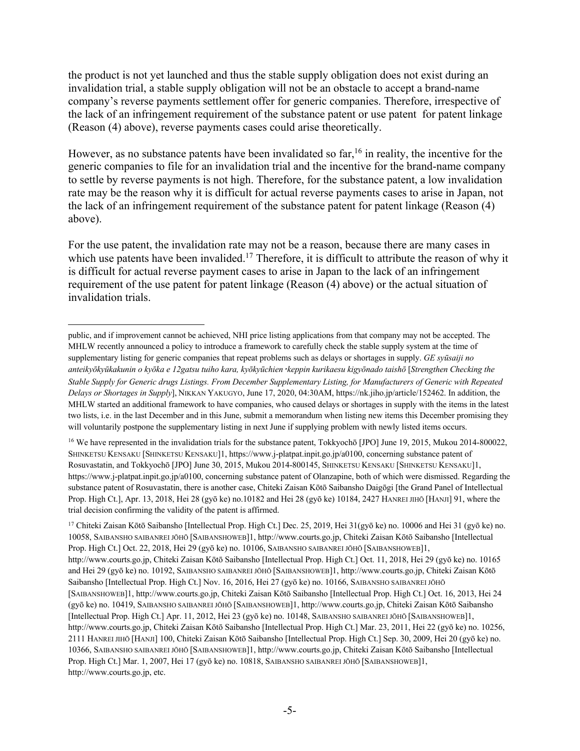the product is not yet launched and thus the stable supply obligation does not exist during an invalidation trial, a stable supply obligation will not be an obstacle to accept a brand-name company's reverse payments settlement offer for generic companies. Therefore, irrespective of the lack of an infringement requirement of the substance patent or use patent for patent linkage (Reason (4) above), reverse payments cases could arise theoretically.

However, as no substance patents have been invalidated so far,[16] in reality, the incentive for the generic companies to file for an invalidation trial and the incentive for the brand-name company to settle by reverse payments is not high. Therefore, for the substance patent, a low invalidation rate may be the reason why it is difficult for actual reverse payments cases to arise in Japan, not the lack of an infringement requirement of the substance patent for patent linkage (Reason (4) above).

For the use patent, the invalidation rate may not be a reason, because there are many cases in which use patents have been invalided.[17] Therefore, it is difficult to attribute the reason of why it is difficult for actual reverse payment cases to arise in Japan to the lack of an infringement requirement of the use patent for patent linkage (Reason (4) above) or the actual situation of invalidation trials.

---

public, and if improvement cannot be achieved, NHI price listing applications from that company may not be accepted. The MHLW recently announced a policy to introduce a framework to carefully check the stable supply system at the time of supplementary listing for generic companies that repeat problems such as delays or shortages in supply. *GE syūsaiji no anteikyōkyūkakunin o kyōka e 12gatsu tuiho kara, kyōkyūchien ･keppin kurikaesu kigyōnado taishō* [*Strengthen Checking the Stable Supply for Generic drugs Listings. From December Supplementary Listing, for Manufacturers of Generic with Repeated Delays or Shortages in Supply*], NIKKAN YAKUGYO, June 17, 2020, 04:30AM, https://nk.jiho.jp/article/152462. In addition, the MHLW started an additional framework to have companies, who caused delays or shortages in supply with the items in the latest two lists, i.e. in the last December and in this June, submit a memorandum when listing new items this December promising they will voluntarily postpone the supplementary listing in next June if supplying problem with newly listed items occurs.

[16] We have represented in the invalidation trials for the substance patent, Tokkyochō [JPO] June 19, 2015, Mukou 2014-800022, SHINKETSU KENSAKU [SHINKETSU KENSAKU]1, https://www.j-platpat.inpit.go.jp/a0100, concerning substance patent of Rosuvastatin, and Tokkyochō [JPO] June 30, 2015, Mukou 2014-800145, SHINKETSU KENSAKU [SHINKETSU KENSAKU]1, https://www.j-platpat.inpit.go.jp/a0100, concerning substance patent of Olanzapine, both of which were dismissed. Regarding the substance patent of Rosuvastatin, there is another case, Chiteki Zaisan Kōtō Saibansho Daigōgi [the Grand Panel of Intellectual Prop. High Ct.], Apr. 13, 2018, Hei 28 (gyō ke) no.10182 and Hei 28 (gyō ke) 10184, 2427 HANREI JIHŌ [HANJI] 91, where the trial decision confirming the validity of the patent is affirmed.

[17] Chiteki Zaisan Kōtō Saibansho [Intellectual Prop. High Ct.] Dec. 25, 2019, Hei 31(gyō ke) no. 10006 and Hei 31 (gyō ke) no. 10058, SAIBANSHO SAIBANREI JŌHŌ [SAIBANSHOWEB]1, http://www.courts.go.jp, Chiteki Zaisan Kōtō Saibansho [Intellectual Prop. High Ct.] Oct. 22, 2018, Hei 29 (gyō ke) no. 10106, SAIBANSHO SAIBANREI JŌHŌ [SAIBANSHOWEB]1, http://www.courts.go.jp, Chiteki Zaisan Kōtō Saibansho [Intellectual Prop. High Ct.] Oct. 11, 2018, Hei 29 (gyō ke) no. 10165 and Hei 29 (gyō ke) no. 10192, SAIBANSHO SAIBANREI JŌHŌ [SAIBANSHOWEB]1, http://www.courts.go.jp, Chiteki Zaisan Kōtō Saibansho [Intellectual Prop. High Ct.] Nov. 16, 2016, Hei 27 (gyō ke) no. 10166, SAIBANSHO SAIBANREI JŌHŌ [SAIBANSHOWEB]1, http://www.courts.go.jp, Chiteki Zaisan Kōtō Saibansho [Intellectual Prop. High Ct.] Oct. 16, 2013, Hei 24 (gyō ke) no. 10419, SAIBANSHO SAIBANREI JŌHŌ [SAIBANSHOWEB]1, http://www.courts.go.jp, Chiteki Zaisan Kōtō Saibansho [Intellectual Prop. High Ct.] Apr. 11, 2012, Hei 23 (gyō ke) no. 10148, SAIBANSHO SAIBANREI JŌHŌ [SAIBANSHOWEB]1, http://www.courts.go.jp, Chiteki Zaisan Kōtō Saibansho [Intellectual Prop. High Ct.] Mar. 23, 2011, Hei 22 (gyō ke) no. 10256, 2111 HANREI JIHŌ [HANJI] 100, Chiteki Zaisan Kōtō Saibansho [Intellectual Prop. High Ct.] Sep. 30, 2009, Hei 20 (gyō ke) no. 10366, SAIBANSHO SAIBANREI JŌHŌ [SAIBANSHOWEB]1, http://www.courts.go.jp, Chiteki Zaisan Kōtō Saibansho [Intellectual Prop. High Ct.] Mar. 1, 2007, Hei 17 (gyō ke) no. 10818, SAIBANSHO SAIBANREI JŌHŌ [SAIBANSHOWEB]1, http://www.courts.go.jp, etc.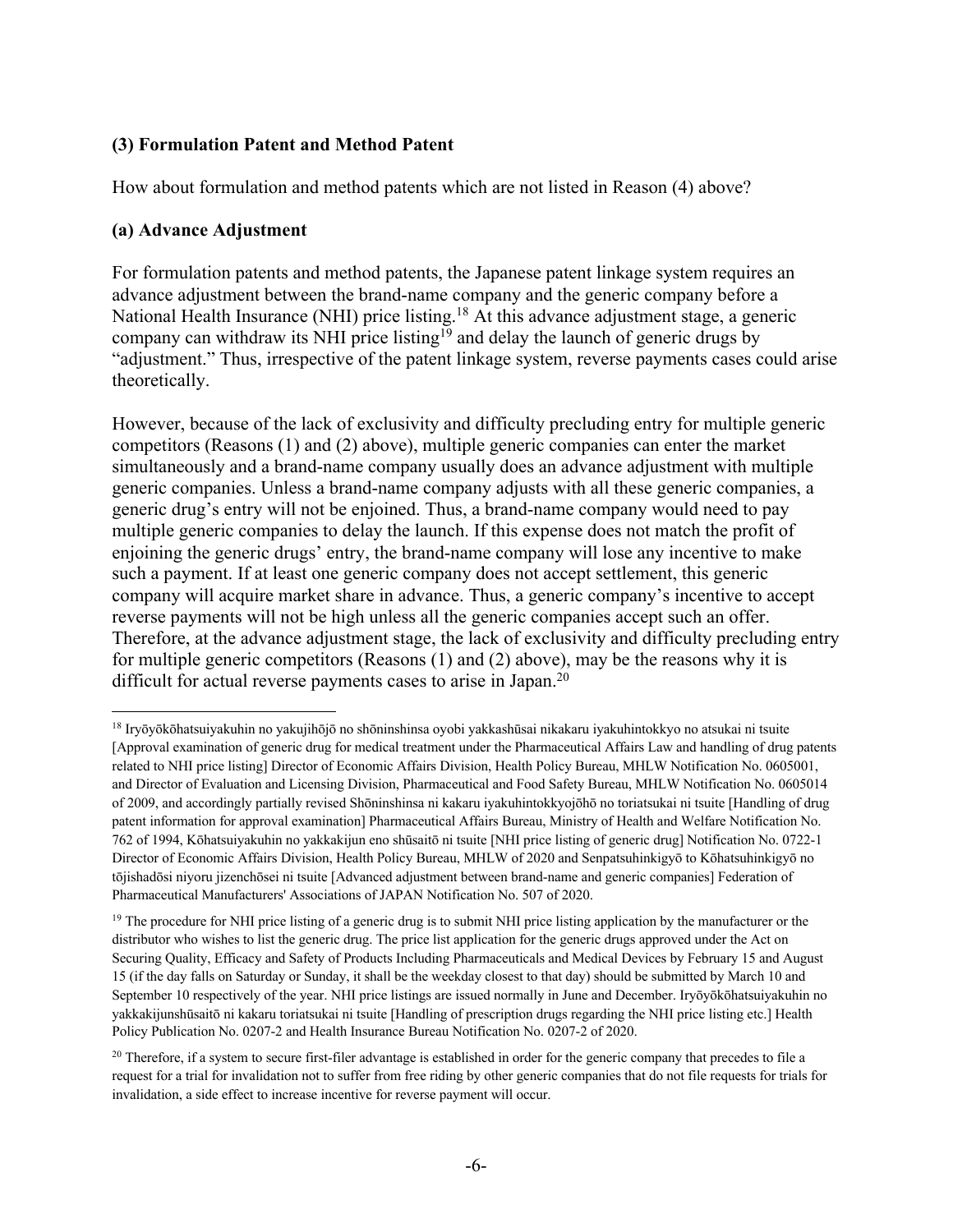### (3) Formulation Patent and Method Patent

How about formulation and method patents which are not listed in Reason (4) above?

### (a) Advance Adjustment

For formulation patents and method patents, the Japanese patent linkage system requires an advance adjustment between the brand-name company and the generic company before a National Health Insurance (NHI) price listing.[18] At this advance adjustment stage, a generic company can withdraw its NHI price listing[19] and delay the launch of generic drugs by "adjustment." Thus, irrespective of the patent linkage system, reverse payments cases could arise theoretically.

However, because of the lack of exclusivity and difficulty precluding entry for multiple generic competitors (Reasons (1) and (2) above), multiple generic companies can enter the market simultaneously and a brand-name company usually does an advance adjustment with multiple generic companies. Unless a brand-name company adjusts with all these generic companies, a generic drug's entry will not be enjoined. Thus, a brand-name company would need to pay multiple generic companies to delay the launch. If this expense does not match the profit of enjoining the generic drugs' entry, the brand-name company will lose any incentive to make such a payment. If at least one generic company does not accept settlement, this generic company will acquire market share in advance. Thus, a generic company's incentive to accept reverse payments will not be high unless all the generic companies accept such an offer. Therefore, at the advance adjustment stage, the lack of exclusivity and difficulty precluding entry for multiple generic competitors (Reasons (1) and (2) above), may be the reasons why it is difficult for actual reverse payments cases to arise in Japan.[20]

---

[18] Iryōyōkōhatsuiyakuhin no yakujihōjō no shōninshinsa oyobi yakkashūsai nikakaru iyakuhintokkyo no atsukai ni tsuite [Approval examination of generic drug for medical treatment under the Pharmaceutical Affairs Law and handling of drug patents related to NHI price listing] Director of Economic Affairs Division, Health Policy Bureau, MHLW Notification No. 0605001, and Director of Evaluation and Licensing Division, Pharmaceutical and Food Safety Bureau, MHLW Notification No. 0605014 of 2009, and accordingly partially revised Shōninshinsa ni kakaru iyakuhintokkyojōhō no toriatsukai ni tsuite [Handling of drug patent information for approval examination] Pharmaceutical Affairs Bureau, Ministry of Health and Welfare Notification No. 762 of 1994, Kōhatsuiyakuhin no yakkakijun eno shūsaitō ni tsuite [NHI price listing of generic drug] Notification No. 0722-1 Director of Economic Affairs Division, Health Policy Bureau, MHLW of 2020 and Senpatsuhinkigyō to Kōhatsuhinkigyō no tōjishadōsi niyoru jizenchōsei ni tsuite [Advanced adjustment between brand-name and generic companies] Federation of Pharmaceutical Manufacturers' Associations of JAPAN Notification No. 507 of 2020.

[19] The procedure for NHI price listing of a generic drug is to submit NHI price listing application by the manufacturer or the distributor who wishes to list the generic drug. The price list application for the generic drugs approved under the Act on Securing Quality, Efficacy and Safety of Products Including Pharmaceuticals and Medical Devices by February 15 and August 15 (if the day falls on Saturday or Sunday, it shall be the weekday closest to that day) should be submitted by March 10 and September 10 respectively of the year. NHI price listings are issued normally in June and December. Iryōyōkōhatsuiyakuhin no yakkakijunshūsaitō ni kakaru toriatsukai ni tsuite [Handling of prescription drugs regarding the NHI price listing etc.] Health Policy Publication No. 0207-2 and Health Insurance Bureau Notification No. 0207-2 of 2020.

[20] Therefore, if a system to secure first-filer advantage is established in order for the generic company that precedes to file a request for a trial for invalidation not to suffer from free riding by other generic companies that do not file requests for trials for invalidation, a side effect to increase incentive for reverse payment will occur.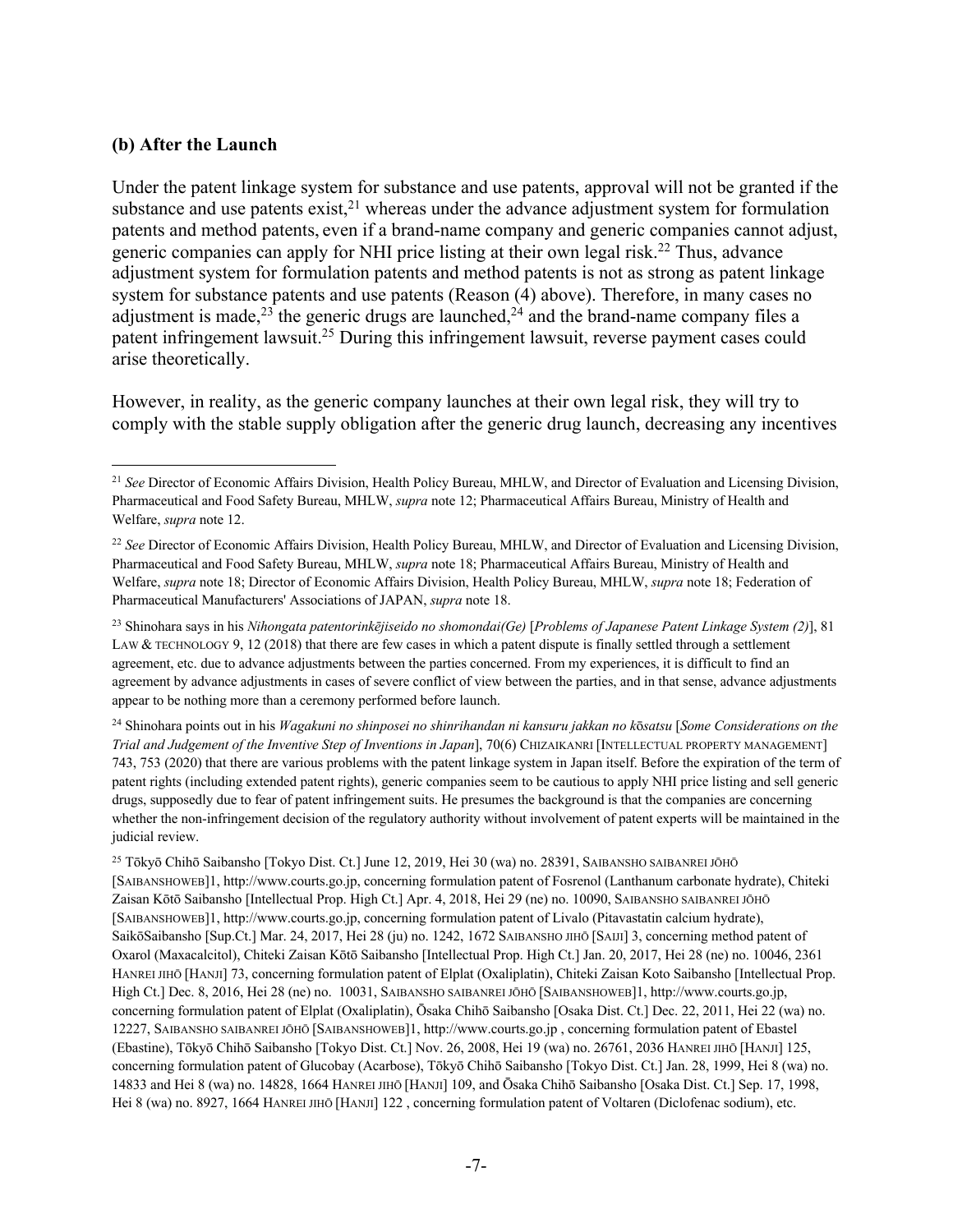### (b) After the Launch

Under the patent linkage system for substance and use patents, approval will not be granted if the substance and use patents exist,[21] whereas under the advance adjustment system for formulation patents and method patents, even if a brand-name company and generic companies cannot adjust, generic companies can apply for NHI price listing at their own legal risk.[22] Thus, advance adjustment system for formulation patents and method patents is not as strong as patent linkage system for substance patents and use patents (Reason (4) above). Therefore, in many cases no adjustment is made,[23] the generic drugs are launched,[24] and the brand-name company files a patent infringement lawsuit.[25] During this infringement lawsuit, reverse payment cases could arise theoretically.

However, in reality, as the generic company launches at their own legal risk, they will try to comply with the stable supply obligation after the generic drug launch, decreasing any incentives

---

[21] *See* Director of Economic Affairs Division, Health Policy Bureau, MHLW, and Director of Evaluation and Licensing Division, Pharmaceutical and Food Safety Bureau, MHLW, *supra* note 12; Pharmaceutical Affairs Bureau, Ministry of Health and Welfare, *supra* note 12.

[22] *See* Director of Economic Affairs Division, Health Policy Bureau, MHLW, and Director of Evaluation and Licensing Division, Pharmaceutical and Food Safety Bureau, MHLW, *supra* note 18; Pharmaceutical Affairs Bureau, Ministry of Health and Welfare, *supra* note 18; Director of Economic Affairs Division, Health Policy Bureau, MHLW, *supra* note 18; Federation of Pharmaceutical Manufacturers' Associations of JAPAN, *supra* note 18.

[23] Shinohara says in his *Nihongata patentorinkējiseido no shomondai(Ge)* [*Problems of Japanese Patent Linkage System (2)*], 81 LAW & TECHNOLOGY 9, 12 (2018) that there are few cases in which a patent dispute is finally settled through a settlement agreement, etc. due to advance adjustments between the parties concerned. From my experiences, it is difficult to find an agreement by advance adjustments in cases of severe conflict of view between the parties, and in that sense, advance adjustments appear to be nothing more than a ceremony performed before launch.

[24] Shinohara points out in his *Wagakuni no shinposei no shinrihandan ni kansuru jakkan no kōsatsu* [*Some Considerations on the Trial and Judgement of the Inventive Step of Inventions in Japan*], 70(6) CHIZAIKANRI [INTELLECTUAL PROPERTY MANAGEMENT] 743, 753 (2020) that there are various problems with the patent linkage system in Japan itself. Before the expiration of the term of patent rights (including extended patent rights), generic companies seem to be cautious to apply NHI price listing and sell generic drugs, supposedly due to fear of patent infringement suits. He presumes the background is that the companies are concerning whether the non-infringement decision of the regulatory authority without involvement of patent experts will be maintained in the judicial review.

[25] Tōkyō Chihō Saibansho [Tokyo Dist. Ct.] June 12, 2019, Hei 30 (wa) no. 28391, SAIBANSHO SAIBANREI JŌHŌ [SAIBANSHOWEB]1, http://www.courts.go.jp, concerning formulation patent of Fosrenol (Lanthanum carbonate hydrate), Chiteki Zaisan Kōtō Saibansho [Intellectual Prop. High Ct.] Apr. 4, 2018, Hei 29 (ne) no. 10090, SAIBANSHO SAIBANREI JŌHŌ [SAIBANSHOWEB]1, http://www.courts.go.jp, concerning formulation patent of Livalo (Pitavastatin calcium hydrate), SaikōSaibansho [Sup.Ct.] Mar. 24, 2017, Hei 28 (ju) no. 1242, 1672 SAIBANSHO JIHŌ [SAIJI] 3, concerning method patent of Oxarol (Maxacalcitol), Chiteki Zaisan Kōtō Saibansho [Intellectual Prop. High Ct.] Jan. 20, 2017, Hei 28 (ne) no. 10046, 2361 HANREI JIHŌ [HANJI] 73, concerning formulation patent of Elplat (Oxaliplatin), Chiteki Zaisan Koto Saibansho [Intellectual Prop. High Ct.] Dec. 8, 2016, Hei 28 (ne) no. 10031, SAIBANSHO SAIBANREI JŌHŌ [SAIBANSHOWEB]1, http://www.courts.go.jp, concerning formulation patent of Elplat (Oxaliplatin), Ōsaka Chihō Saibansho [Osaka Dist. Ct.] Dec. 22, 2011, Hei 22 (wa) no. 12227, SAIBANSHO SAIBANREI JŌHŌ [SAIBANSHOWEB]1, http://www.courts.go.jp , concerning formulation patent of Ebastel (Ebastine), Tōkyō Chihō Saibansho [Tokyo Dist. Ct.] Nov. 26, 2008, Hei 19 (wa) no. 26761, 2036 HANREI JIHŌ [HANJI] 125, concerning formulation patent of Glucobay (Acarbose), Tōkyō Chihō Saibansho [Tokyo Dist. Ct.] Jan. 28, 1999, Hei 8 (wa) no. 14833 and Hei 8 (wa) no. 14828, 1664 HANREI JIHŌ [HANJI] 109, and Ōsaka Chihō Saibansho [Osaka Dist. Ct.] Sep. 17, 1998, Hei 8 (wa) no. 8927, 1664 HANREI JIHŌ [HANJI] 122 , concerning formulation patent of Voltaren (Diclofenac sodium), etc.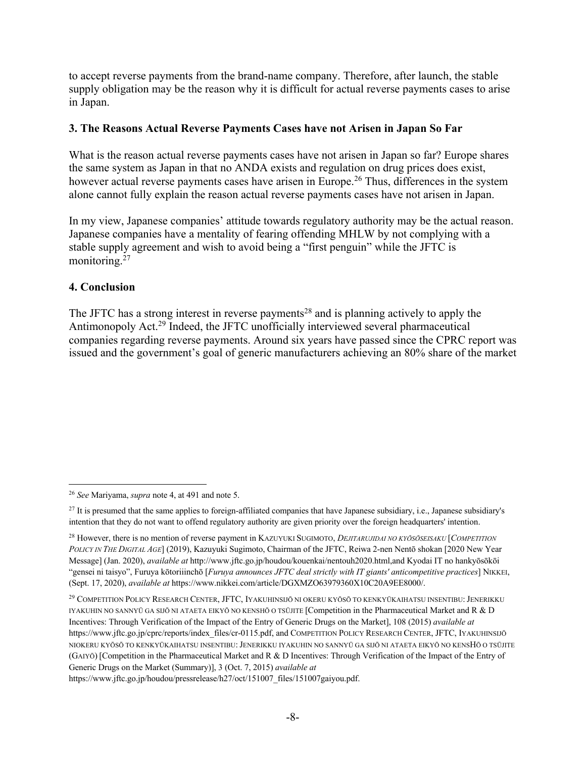to accept reverse payments from the brand-name company. Therefore, after launch, the stable supply obligation may be the reason why it is difficult for actual reverse payments cases to arise in Japan.

### 3. The Reasons Actual Reverse Payments Cases have not Arisen in Japan So Far

What is the reason actual reverse payments cases have not arisen in Japan so far? Europe shares the same system as Japan in that no ANDA exists and regulation on drug prices does exist, however actual reverse payments cases have arisen in Europe.[26] Thus, differences in the system alone cannot fully explain the reason actual reverse payments cases have not arisen in Japan.

In my view, Japanese companies' attitude towards regulatory authority may be the actual reason. Japanese companies have a mentality of fearing offending MHLW by not complying with a stable supply agreement and wish to avoid being a "first penguin" while the JFTC is monitoring.[27]

### 4. Conclusion

The JFTC has a strong interest in reverse payments[28] and is planning actively to apply the Antimonopoly Act.[29] Indeed, the JFTC unofficially interviewed several pharmaceutical companies regarding reverse payments. Around six years have passed since the CPRC report was issued and the government's goal of generic manufacturers achieving an 80% share of the market

---

[26] *See* Mariyama, *supra* note 4, at 491 and note 5.

[27] It is presumed that the same applies to foreign-affiliated companies that have Japanese subsidiary, i.e., Japanese subsidiary's intention that they do not want to offend regulatory authority are given priority over the foreign headquarters' intention.

[28] However, there is no mention of reverse payment in KAZUYUKI SUGIMOTO, *DEJITARUJIDAI NO KYŌSŌSEISAKU* [*COMPETITION POLICY IN THE DIGITAL AGE*] (2019), Kazuyuki Sugimoto, Chairman of the JFTC, Reiwa 2-nen Nentō shokan [2020 New Year Message] (Jan. 2020), *available at* http://www.jftc.go.jp/houdou/kouenkai/nentouh2020.html,and Kyodai IT no hankyōsōkōi "gensei ni taisyo", Furuya kōtoriiinchō [*Furuya announces JFTC deal strictly with IT giants' anticompetitive practices*] NIKKEI, (Sept. 17, 2020), *available at* https://www.nikkei.com/article/DGXMZO63979360X10C20A9EE8000/.

[29] COMPETITION POLICY RESEARCH CENTER, JFTC, IYAKUHINSIJŌ NI OKERU KYŌSŌ TO KENKYŪKAIHATSU INSENTIBU: JENERIKKU IYAKUHIN NO SANNYŪ GA SIJŌ NI ATAETA EIKYŌ NO KENSHŌ O TSŪJITE [Competition in the Pharmaceutical Market and R & D Incentives: Through Verification of the Impact of the Entry of Generic Drugs on the Market], 108 (2015) *available at* https://www.jftc.go.jp/cprc/reports/index_files/cr-0115.pdf, and COMPETITION POLICY RESEARCH CENTER, JFTC, IYAKUHINSIJŌ NIOKERU KYŌSŌ TO KENKYŪKAIHATSU INSENTIBU: JENERIKKU IYAKUHIN NO SANNYŪ GA SIJŌ NI ATAETA EIKYŌ NO KENSHŌ O TSŪJITE (GAIYŌ) [Competition in the Pharmaceutical Market and R & D Incentives: Through Verification of the Impact of the Entry of Generic Drugs on the Market (Summary)], 3 (Oct. 7, 2015) *available at* https://www.jftc.go.jp/houdou/pressrelease/h27/oct/151007_files/151007gaiyou.pdf.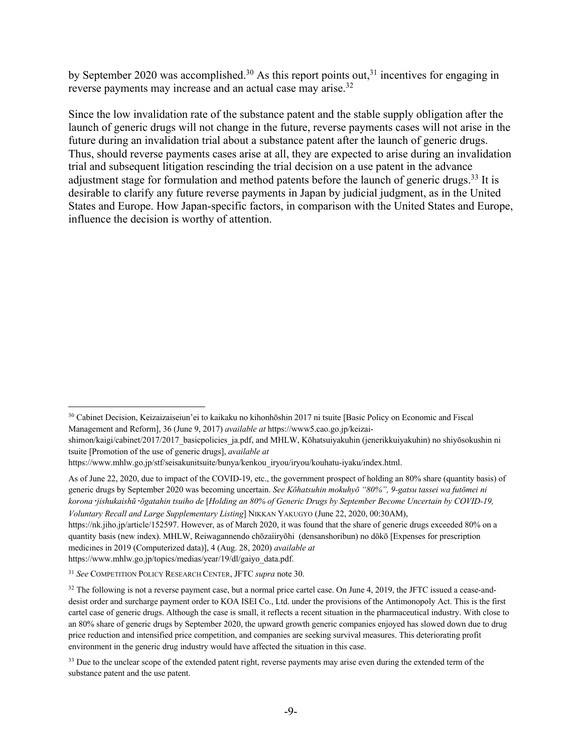by September 2020 was accomplished.[30] As this report points out,[31] incentives for engaging in reverse payments may increase and an actual case may arise.[32]

Since the low invalidation rate of the substance patent and the stable supply obligation after the launch of generic drugs will not change in the future, reverse payments cases will not arise in the future during an invalidation trial about a substance patent after the launch of generic drugs. Thus, should reverse payments cases arise at all, they are expected to arise during an invalidation trial and subsequent litigation rescinding the trial decision on a use patent in the advance adjustment stage for formulation and method patents before the launch of generic drugs.[33] It is desirable to clarify any future reverse payments in Japan by judicial judgment, as in the United States and Europe. How Japan-specific factors, in comparison with the United States and Europe, influence the decision is worthy of attention.

---

[30] Cabinet Decision, Keizaizaiseiun'ei to kaikaku no kihonhōshin 2017 ni tsuite [Basic Policy on Economic and Fiscal Management and Reform], 36 (June 9, 2017) *available at* https://www5.cao.go.jp/keizai-shimon/kaigi/cabinet/2017/2017_basicpolicies_ja.pdf, and MHLW, Kōhatsuiyakuhin (jenerikkuiyakuhin) no shiyōsokushin ni tsuite [Promotion of the use of generic drugs], *available at* https://www.mhlw.go.jp/stf/seisakunitsuite/bunya/kenkou_iryou/iryou/kouhatu-iyaku/index.html.

As of June 22, 2020, due to impact of the COVID-19, etc., the government prospect of holding an 80% share (quantity basis) of generic drugs by September 2020 was becoming uncertain. *See Kōhatsuhin mokuhyō "80%", 9-gatsu tassei wa futōmei ni korona・jishukaishū・ōgatahin tsuiho de* [*Holding an 80% of Generic Drugs by September Become Uncertain by COVID-19, Voluntary Recall and Large Supplementary Listing*] NIKKAN YAKUGYO (June 22, 2020, 00:30AM), https://nk.jiho.jp/article/152597. However, as of March 2020, it was found that the share of generic drugs exceeded 80% on a quantity basis (new index). MHLW, Reiwagannendo chōzaiiryōhi (densanshoribun) no dōkō [Expenses for prescription medicines in 2019 (Computerized data)], 4 (Aug. 28, 2020) *available at* https://www.mhlw.go.jp/topics/medias/year/19/dl/gaiyo_data.pdf.

[31] *See* COMPETITION POLICY RESEARCH CENTER, JFTC *supra* note 30.

[32] The following is not a reverse payment case, but a normal price cartel case. On June 4, 2019, the JFTC issued a cease-and-desist order and surcharge payment order to KOA ISEI Co., Ltd. under the provisions of the Antimonopoly Act. This is the first cartel case of generic drugs. Although the case is small, it reflects a recent situation in the pharmaceutical industry. With close to an 80% share of generic drugs by September 2020, the upward growth generic companies enjoyed has slowed down due to drug price reduction and intensified price competition, and companies are seeking survival measures. This deteriorating profit environment in the generic drug industry would have affected the situation in this case.

[33] Due to the unclear scope of the extended patent right, reverse payments may arise even during the extended term of the substance patent and the use patent.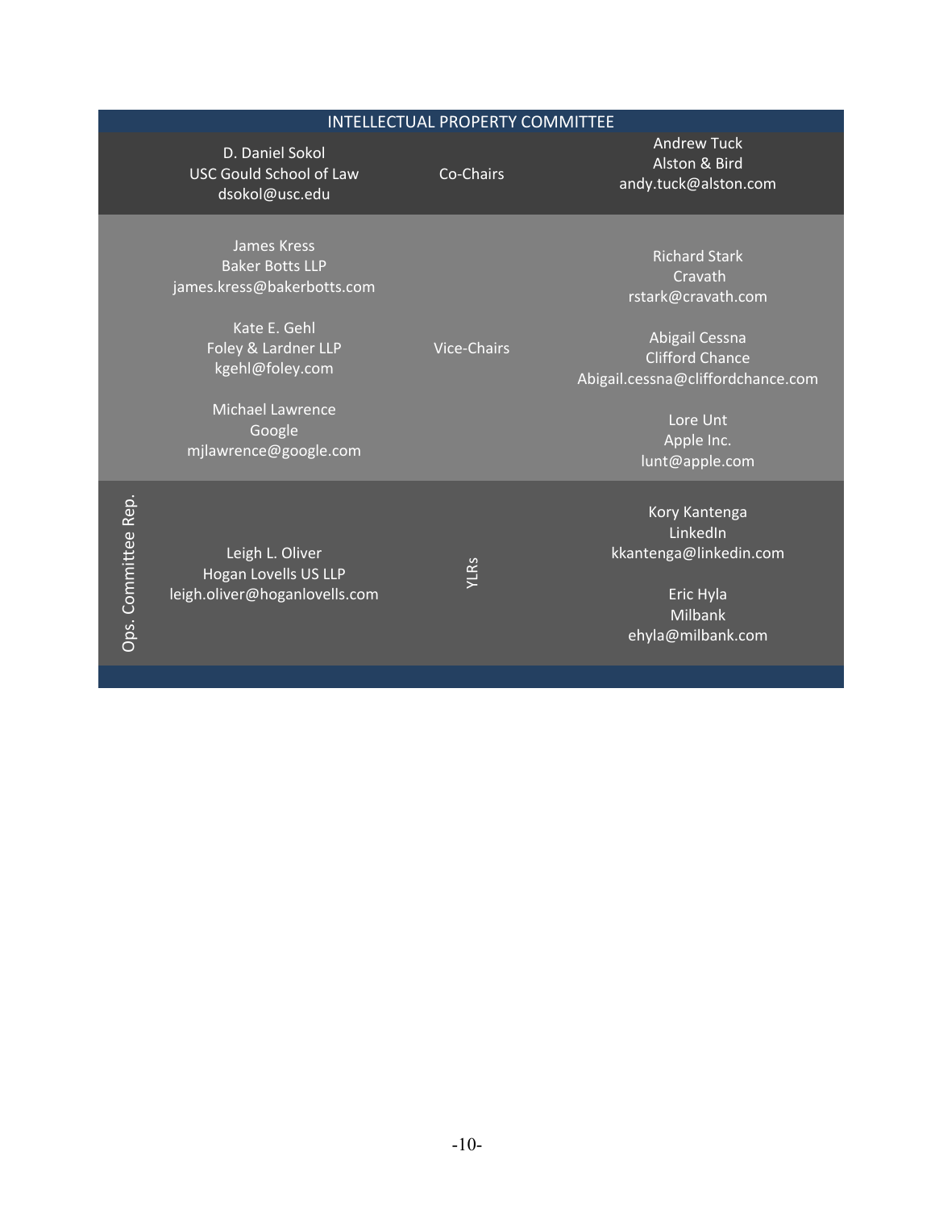## INTELLECTUAL PROPERTY COMMITTEE

| | | | |
|---|---|---|---|
| | D. Daniel Sokol<br>USC Gould School of Law<br>dsokol@usc.edu | Co-Chairs | Andrew Tuck<br>Alston & Bird<br>andy.tuck@alston.com |
| | James Kress<br>Baker Botts LLP<br>james.kress@bakerbotts.com<br><br>Kate E. Gehl<br>Foley & Lardner LLP<br>kgehl@foley.com<br><br>Michael Lawrence<br>Google<br>mjlawrence@google.com | Vice-Chairs | Richard Stark<br>Cravath<br>rstark@cravath.com<br><br>Abigail Cessna<br>Clifford Chance<br>Abigail.cessna@cliffordchance.com<br><br>Lore Unt<br>Apple Inc.<br>lunt@apple.com |
| Ops. Committee Rep. | Leigh L. Oliver<br>Hogan Lovells US LLP<br>leigh.oliver@hoganlovells.com | YLRs | Kory Kantenga<br>LinkedIn<br>kkantenga@linkedin.com<br><br>Eric Hyla<br>Milbank<br>ehyla@milbank.com |